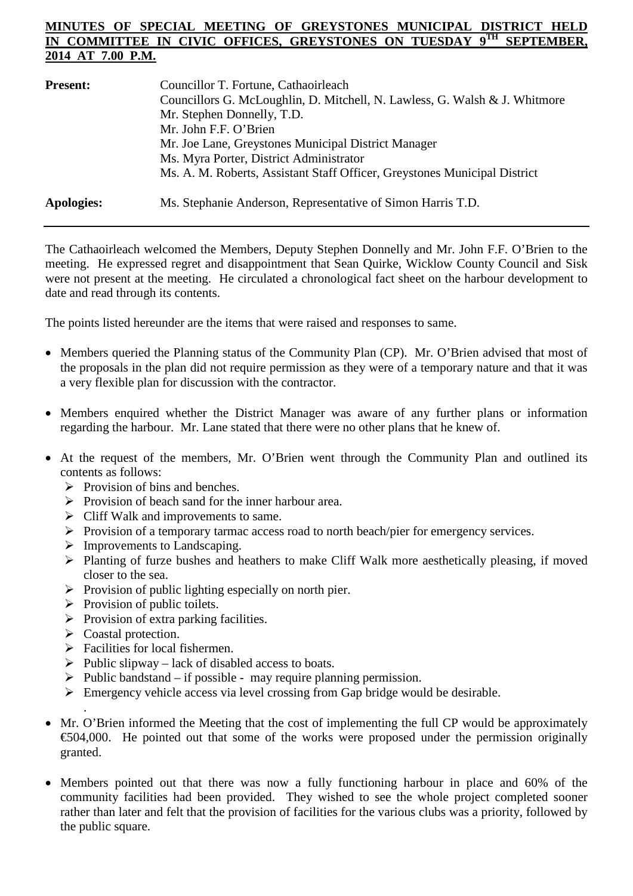**MINUTES OF SPECIAL MEETING OF GREYSTONES MUNICIPAL DISTRICT HELD IN COMMITTEE IN CIVIC OFFICES, GREYSTONES ON TUESDAY 9TH SEPTEMBER, 2014 AT 7.00 P.M.**

| | |
|---|---|
| **Present:** | Councillor T. Fortune, Cathaoirleach<br>Councillors G. McLoughlin, D. Mitchell, N. Lawless, G. Walsh & J. Whitmore<br>Mr. Stephen Donnelly, T.D.<br>Mr. John F.F. O'Brien<br>Mr. Joe Lane, Greystones Municipal District Manager<br>Ms. Myra Porter, District Administrator<br>Ms. A. M. Roberts, Assistant Staff Officer, Greystones Municipal District |
| **Apologies:** | Ms. Stephanie Anderson, Representative of Simon Harris T.D. |

---

The Cathaoirleach welcomed the Members, Deputy Stephen Donnelly and Mr. John F.F. O'Brien to the meeting. He expressed regret and disappointment that Sean Quirke, Wicklow County Council and Sisk were not present at the meeting. He circulated a chronological fact sheet on the harbour development to date and read through its contents.

The points listed hereunder are the items that were raised and responses to same.

- Members queried the Planning status of the Community Plan (CP). Mr. O'Brien advised that most of the proposals in the plan did not require permission as they were of a temporary nature and that it was a very flexible plan for discussion with the contractor.
- Members enquired whether the District Manager was aware of any further plans or information regarding the harbour. Mr. Lane stated that there were no other plans that he knew of.
- At the request of the members, Mr. O'Brien went through the Community Plan and outlined its contents as follows:
  - Provision of bins and benches.
  - Provision of beach sand for the inner harbour area.
  - Cliff Walk and improvements to same.
  - Provision of a temporary tarmac access road to north beach/pier for emergency services.
  - Improvements to Landscaping.
  - Planting of furze bushes and heathers to make Cliff Walk more aesthetically pleasing, if moved closer to the sea.
  - Provision of public lighting especially on north pier.
  - Provision of public toilets.
  - Provision of extra parking facilities.
  - Coastal protection.
  - Facilities for local fishermen.
  - Public slipway – lack of disabled access to boats.
  - Public bandstand – if possible - may require planning permission.
  - Emergency vehicle access via level crossing from Gap bridge would be desirable.
- Mr. O'Brien informed the Meeting that the cost of implementing the full CP would be approximately €504,000. He pointed out that some of the works were proposed under the permission originally granted.
- Members pointed out that there was now a fully functioning harbour in place and 60% of the community facilities had been provided. They wished to see the whole project completed sooner rather than later and felt that the provision of facilities for the various clubs was a priority, followed by the public square.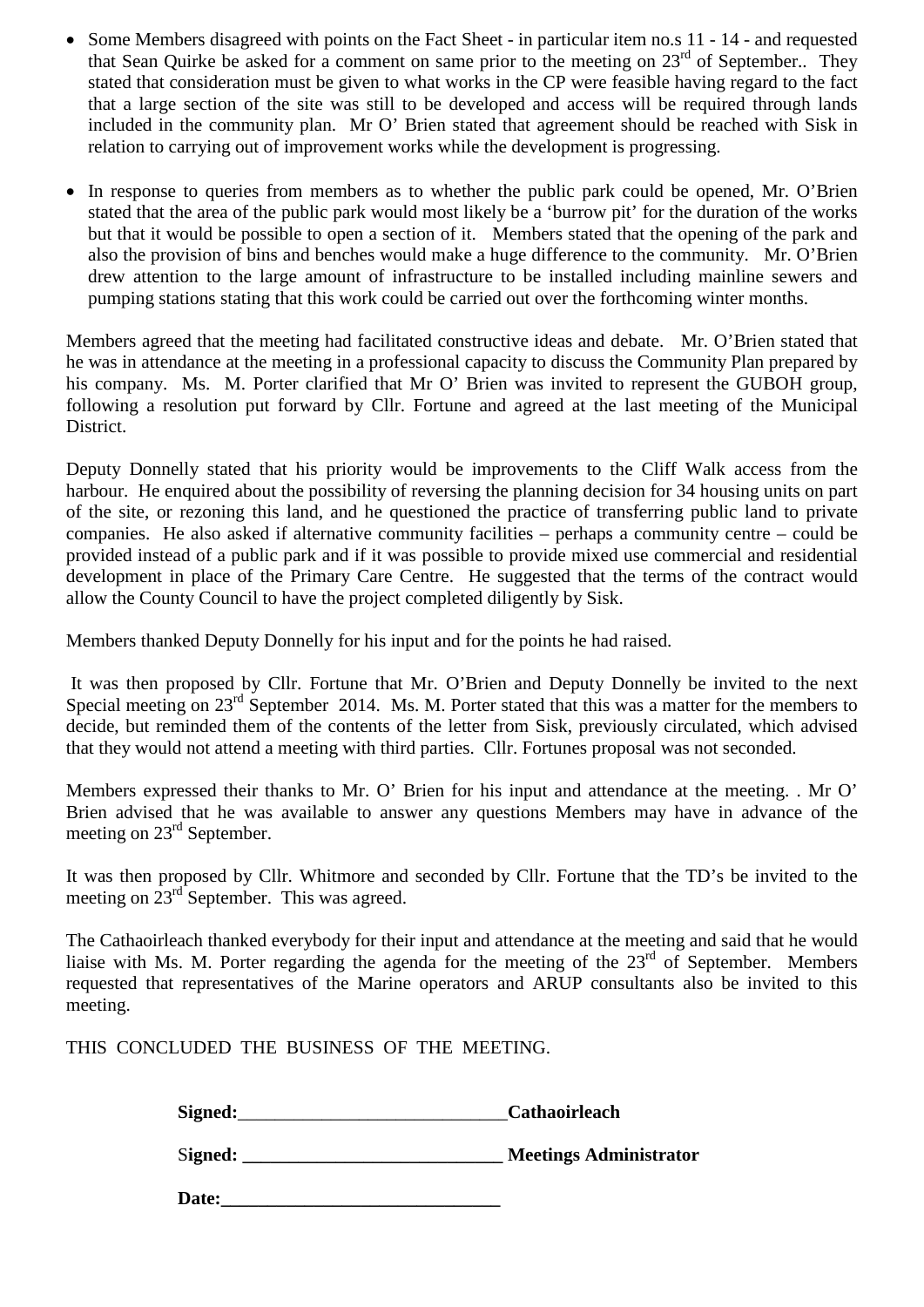- Some Members disagreed with points on the Fact Sheet - in particular item no.s 11 - 14 - and requested that Sean Quirke be asked for a comment on same prior to the meeting on 23rd of September.. They stated that consideration must be given to what works in the CP were feasible having regard to the fact that a large section of the site was still to be developed and access will be required through lands included in the community plan. Mr O' Brien stated that agreement should be reached with Sisk in relation to carrying out of improvement works while the development is progressing.

- In response to queries from members as to whether the public park could be opened, Mr. O'Brien stated that the area of the public park would most likely be a 'burrow pit' for the duration of the works but that it would be possible to open a section of it. Members stated that the opening of the park and also the provision of bins and benches would make a huge difference to the community. Mr. O'Brien drew attention to the large amount of infrastructure to be installed including mainline sewers and pumping stations stating that this work could be carried out over the forthcoming winter months.

Members agreed that the meeting had facilitated constructive ideas and debate. Mr. O'Brien stated that he was in attendance at the meeting in a professional capacity to discuss the Community Plan prepared by his company. Ms. M. Porter clarified that Mr O' Brien was invited to represent the GUBOH group, following a resolution put forward by Cllr. Fortune and agreed at the last meeting of the Municipal District.

Deputy Donnelly stated that his priority would be improvements to the Cliff Walk access from the harbour. He enquired about the possibility of reversing the planning decision for 34 housing units on part of the site, or rezoning this land, and he questioned the practice of transferring public land to private companies. He also asked if alternative community facilities – perhaps a community centre – could be provided instead of a public park and if it was possible to provide mixed use commercial and residential development in place of the Primary Care Centre. He suggested that the terms of the contract would allow the County Council to have the project completed diligently by Sisk.

Members thanked Deputy Donnelly for his input and for the points he had raised.

It was then proposed by Cllr. Fortune that Mr. O'Brien and Deputy Donnelly be invited to the next Special meeting on 23rd September 2014. Ms. M. Porter stated that this was a matter for the members to decide, but reminded them of the contents of the letter from Sisk, previously circulated, which advised that they would not attend a meeting with third parties. Cllr. Fortunes proposal was not seconded.

Members expressed their thanks to Mr. O' Brien for his input and attendance at the meeting. . Mr O' Brien advised that he was available to answer any questions Members may have in advance of the meeting on 23rd September.

It was then proposed by Cllr. Whitmore and seconded by Cllr. Fortune that the TD's be invited to the meeting on 23rd September. This was agreed.

The Cathaoirleach thanked everybody for their input and attendance at the meeting and said that he would liaise with Ms. M. Porter regarding the agenda for the meeting of the 23rd of September. Members requested that representatives of the Marine operators and ARUP consultants also be invited to this meeting.

THIS CONCLUDED THE BUSINESS OF THE MEETING.

**Signed:**_____________________________**Cathaoirleach**

**Signed: _____________________________ Meetings Administrator**

**Date:_______________________________**